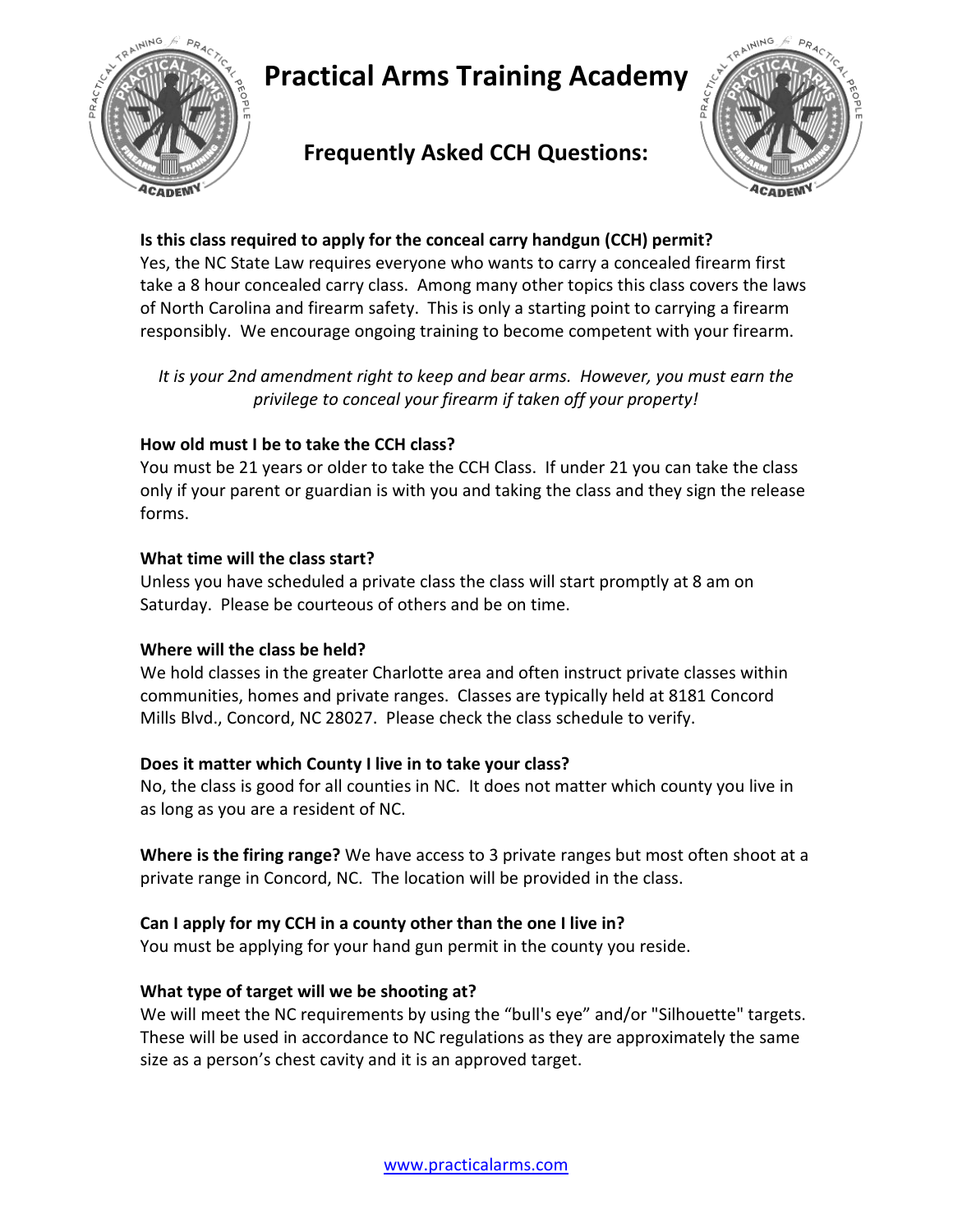# Practical Arms Training Academy

## Frequently Asked CCH Questions:

**Is this class required to apply for the conceal carry handgun (CCH) permit?**
Yes, the NC State Law requires everyone who wants to carry a concealed firearm first take a 8 hour concealed carry class. Among many other topics this class covers the laws of North Carolina and firearm safety. This is only a starting point to carrying a firearm responsibly. We encourage ongoing training to become competent with your firearm.

*It is your 2nd amendment right to keep and bear arms. However, you must earn the privilege to conceal your firearm if taken off your property!*

**How old must I be to take the CCH class?**
You must be 21 years or older to take the CCH Class. If under 21 you can take the class only if your parent or guardian is with you and taking the class and they sign the release forms.

**What time will the class start?**
Unless you have scheduled a private class the class will start promptly at 8 am on Saturday. Please be courteous of others and be on time.

**Where will the class be held?**
We hold classes in the greater Charlotte area and often instruct private classes within communities, homes and private ranges. Classes are typically held at 8181 Concord Mills Blvd., Concord, NC 28027. Please check the class schedule to verify.

**Does it matter which County I live in to take your class?**
No, the class is good for all counties in NC. It does not matter which county you live in as long as you are a resident of NC.

**Where is the firing range?** We have access to 3 private ranges but most often shoot at a private range in Concord, NC. The location will be provided in the class.

**Can I apply for my CCH in a county other than the one I live in?**
You must be applying for your hand gun permit in the county you reside.

**What type of target will we be shooting at?**
We will meet the NC requirements by using the “bull's eye” and/or "Silhouette" targets. These will be used in accordance to NC regulations as they are approximately the same size as a person’s chest cavity and it is an approved target.

www.practicalarms.com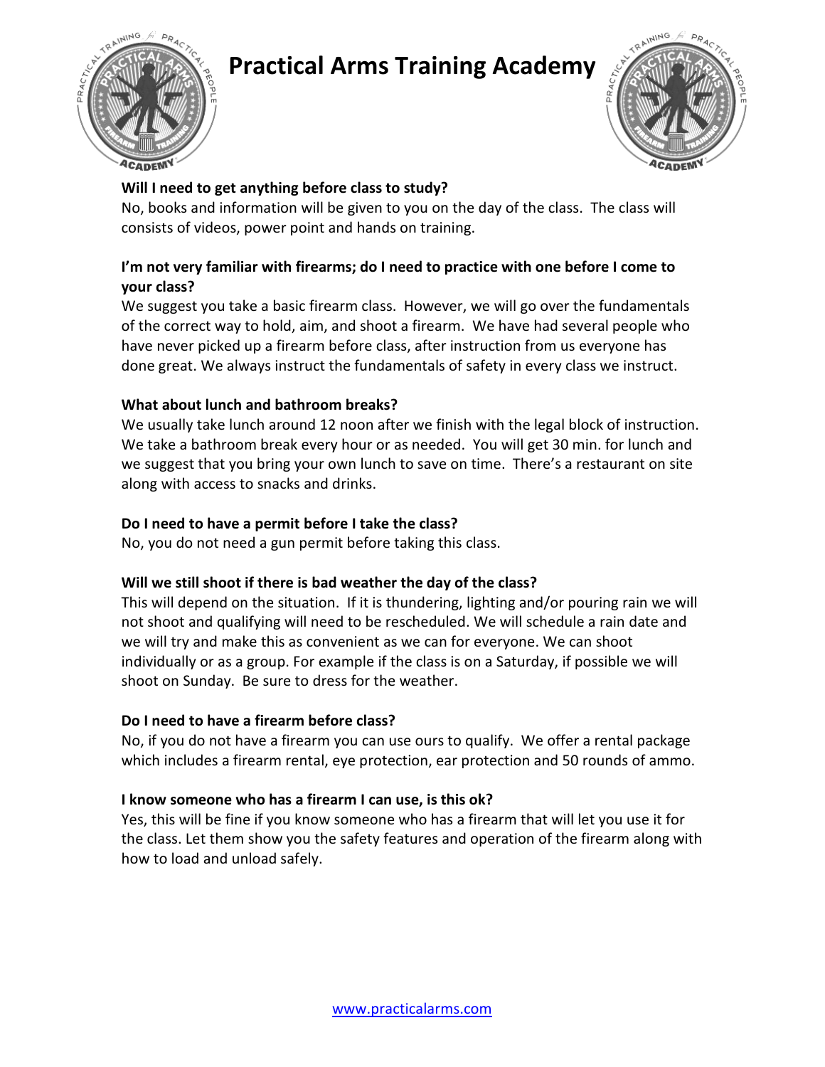# Practical Arms Training Academy

**Will I need to get anything before class to study?**

No, books and information will be given to you on the day of the class. The class will consists of videos, power point and hands on training.

**I'm not very familiar with firearms; do I need to practice with one before I come to your class?**

We suggest you take a basic firearm class. However, we will go over the fundamentals of the correct way to hold, aim, and shoot a firearm. We have had several people who have never picked up a firearm before class, after instruction from us everyone has done great. We always instruct the fundamentals of safety in every class we instruct.

**What about lunch and bathroom breaks?**

We usually take lunch around 12 noon after we finish with the legal block of instruction. We take a bathroom break every hour or as needed. You will get 30 min. for lunch and we suggest that you bring your own lunch to save on time. There's a restaurant on site along with access to snacks and drinks.

**Do I need to have a permit before I take the class?**

No, you do not need a gun permit before taking this class.

**Will we still shoot if there is bad weather the day of the class?**

This will depend on the situation. If it is thundering, lighting and/or pouring rain we will not shoot and qualifying will need to be rescheduled. We will schedule a rain date and we will try and make this as convenient as we can for everyone. We can shoot individually or as a group. For example if the class is on a Saturday, if possible we will shoot on Sunday. Be sure to dress for the weather.

**Do I need to have a firearm before class?**

No, if you do not have a firearm you can use ours to qualify. We offer a rental package which includes a firearm rental, eye protection, ear protection and 50 rounds of ammo.

**I know someone who has a firearm I can use, is this ok?**

Yes, this will be fine if you know someone who has a firearm that will let you use it for the class. Let them show you the safety features and operation of the firearm along with how to load and unload safely.

www.practicalarms.com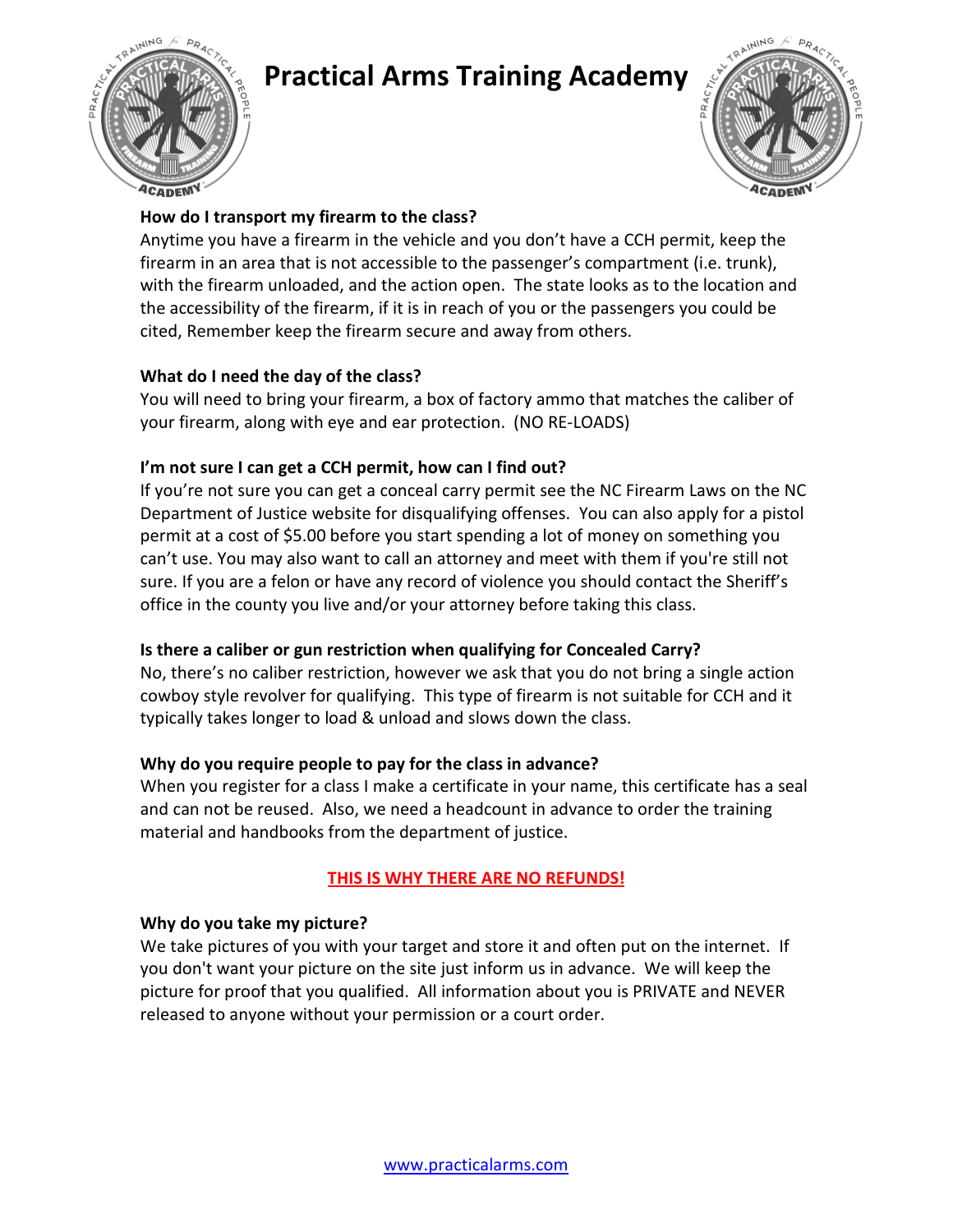# Practical Arms Training Academy

**How do I transport my firearm to the class?**
Anytime you have a firearm in the vehicle and you don't have a CCH permit, keep the firearm in an area that is not accessible to the passenger's compartment (i.e. trunk), with the firearm unloaded, and the action open. The state looks as to the location and the accessibility of the firearm, if it is in reach of you or the passengers you could be cited, Remember keep the firearm secure and away from others.

**What do I need the day of the class?**
You will need to bring your firearm, a box of factory ammo that matches the caliber of your firearm, along with eye and ear protection. (NO RE-LOADS)

**I'm not sure I can get a CCH permit, how can I find out?**
If you're not sure you can get a conceal carry permit see the NC Firearm Laws on the NC Department of Justice website for disqualifying offenses. You can also apply for a pistol permit at a cost of $5.00 before you start spending a lot of money on something you can't use. You may also want to call an attorney and meet with them if you're still not sure. If you are a felon or have any record of violence you should contact the Sheriff's office in the county you live and/or your attorney before taking this class.

**Is there a caliber or gun restriction when qualifying for Concealed Carry?**
No, there's no caliber restriction, however we ask that you do not bring a single action cowboy style revolver for qualifying. This type of firearm is not suitable for CCH and it typically takes longer to load & unload and slows down the class.

**Why do you require people to pay for the class in advance?**
When you register for a class I make a certificate in your name, this certificate has a seal and can not be reused. Also, we need a headcount in advance to order the training material and handbooks from the department of justice.

**THIS IS WHY THERE ARE NO REFUNDS!**

**Why do you take my picture?**
We take pictures of you with your target and store it and often put on the internet. If you don't want your picture on the site just inform us in advance. We will keep the picture for proof that you qualified. All information about you is PRIVATE and NEVER released to anyone without your permission or a court order.

www.practicalarms.com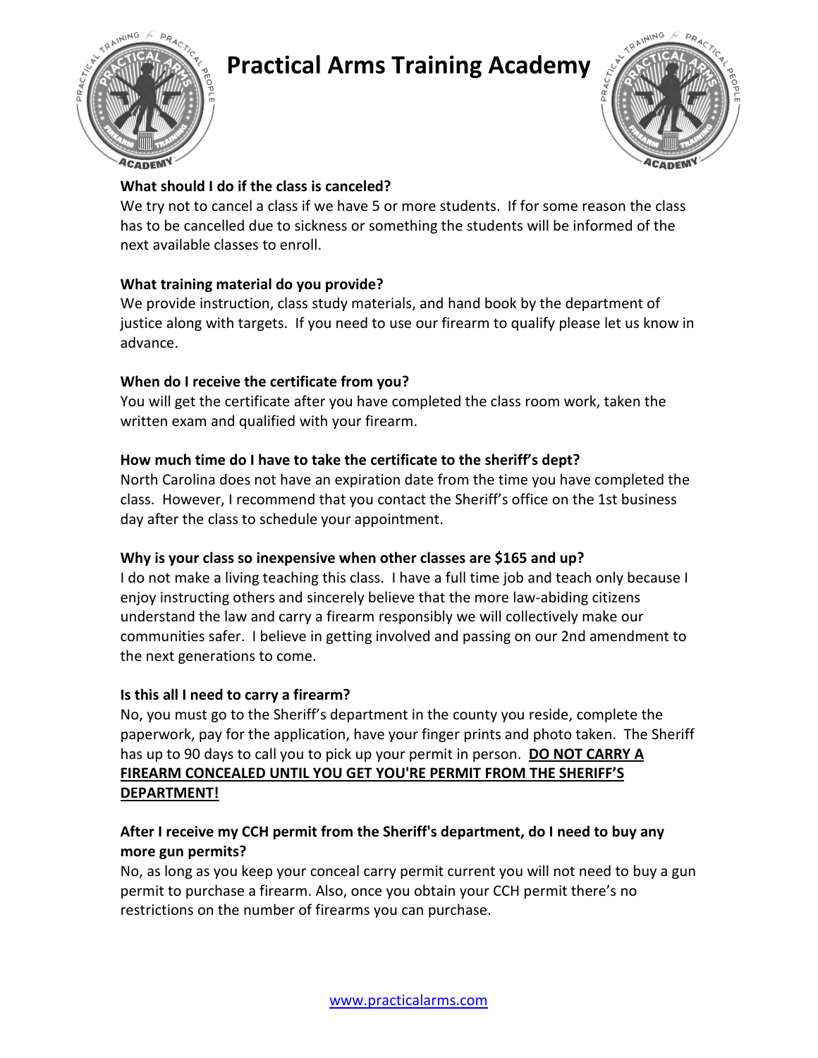# Practical Arms Training Academy

**What should I do if the class is canceled?**
We try not to cancel a class if we have 5 or more students. If for some reason the class has to be cancelled due to sickness or something the students will be informed of the next available classes to enroll.

**What training material do you provide?**
We provide instruction, class study materials, and hand book by the department of justice along with targets. If you need to use our firearm to qualify please let us know in advance.

**When do I receive the certificate from you?**
You will get the certificate after you have completed the class room work, taken the written exam and qualified with your firearm.

**How much time do I have to take the certificate to the sheriff's dept?**
North Carolina does not have an expiration date from the time you have completed the class. However, I recommend that you contact the Sheriff's office on the 1st business day after the class to schedule your appointment.

**Why is your class so inexpensive when other classes are $165 and up?**
I do not make a living teaching this class. I have a full time job and teach only because I enjoy instructing others and sincerely believe that the more law-abiding citizens understand the law and carry a firearm responsibly we will collectively make our communities safer. I believe in getting involved and passing on our 2nd amendment to the next generations to come.

**Is this all I need to carry a firearm?**
No, you must go to the Sheriff's department in the county you reside, complete the paperwork, pay for the application, have your finger prints and photo taken. The Sheriff has up to 90 days to call you to pick up your permit in person. **DO NOT CARRY A FIREARM CONCEALED UNTIL YOU GET YOU'RE PERMIT FROM THE SHERIFF'S DEPARTMENT!**

**After I receive my CCH permit from the Sheriff's department, do I need to buy any more gun permits?**
No, as long as you keep your conceal carry permit current you will not need to buy a gun permit to purchase a firearm. Also, once you obtain your CCH permit there's no restrictions on the number of firearms you can purchase.

www.practicalarms.com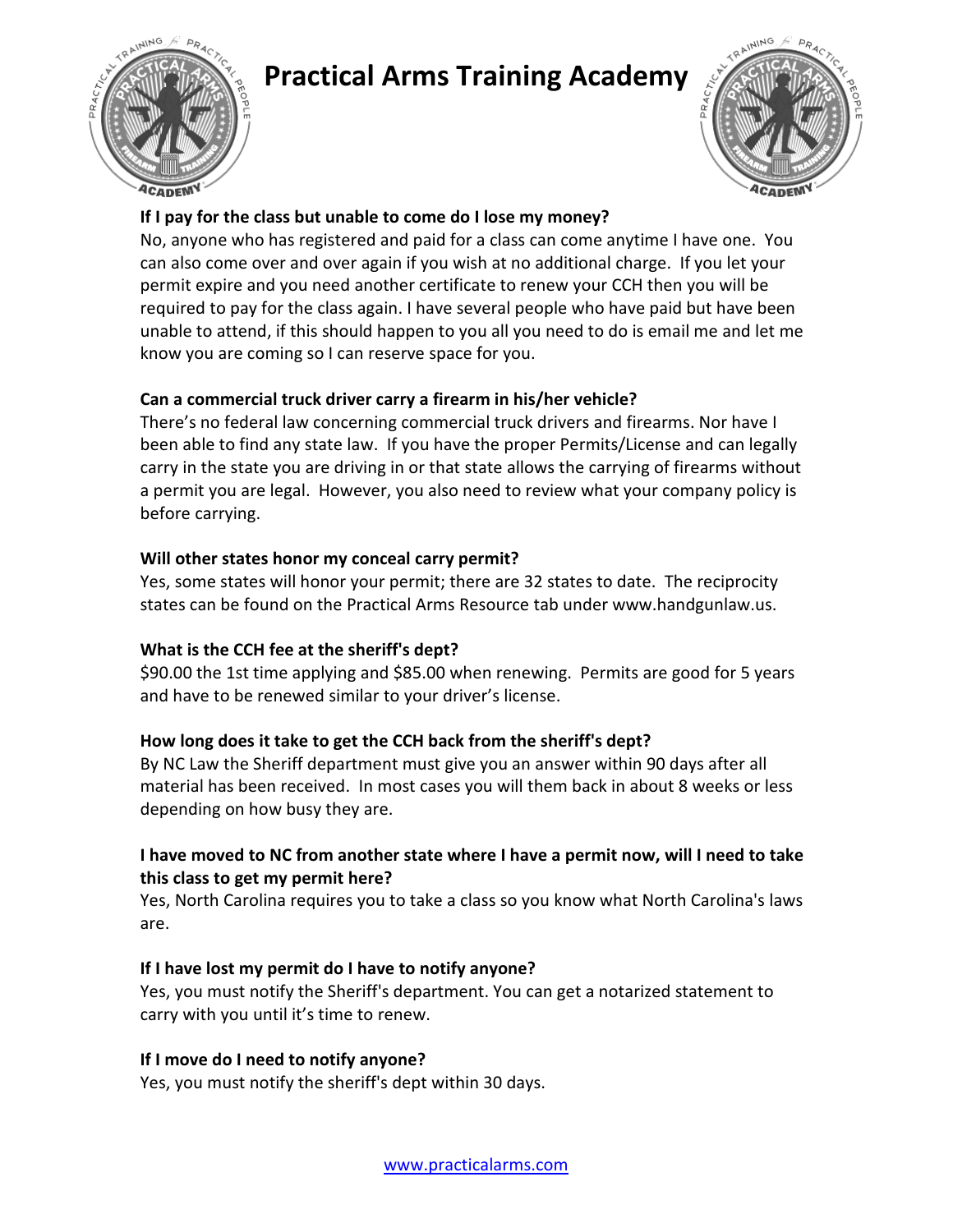# Practical Arms Training Academy

**If I pay for the class but unable to come do I lose my money?**
No, anyone who has registered and paid for a class can come anytime I have one. You can also come over and over again if you wish at no additional charge. If you let your permit expire and you need another certificate to renew your CCH then you will be required to pay for the class again. I have several people who have paid but have been unable to attend, if this should happen to you all you need to do is email me and let me know you are coming so I can reserve space for you.

**Can a commercial truck driver carry a firearm in his/her vehicle?**
There's no federal law concerning commercial truck drivers and firearms. Nor have I been able to find any state law. If you have the proper Permits/License and can legally carry in the state you are driving in or that state allows the carrying of firearms without a permit you are legal. However, you also need to review what your company policy is before carrying.

**Will other states honor my conceal carry permit?**
Yes, some states will honor your permit; there are 32 states to date. The reciprocity states can be found on the Practical Arms Resource tab under www.handgunlaw.us.

**What is the CCH fee at the sheriff's dept?**
$90.00 the 1st time applying and $85.00 when renewing. Permits are good for 5 years and have to be renewed similar to your driver's license.

**How long does it take to get the CCH back from the sheriff's dept?**
By NC Law the Sheriff department must give you an answer within 90 days after all material has been received. In most cases you will them back in about 8 weeks or less depending on how busy they are.

**I have moved to NC from another state where I have a permit now, will I need to take this class to get my permit here?**
Yes, North Carolina requires you to take a class so you know what North Carolina's laws are.

**If I have lost my permit do I have to notify anyone?**
Yes, you must notify the Sheriff's department. You can get a notarized statement to carry with you until it's time to renew.

**If I move do I need to notify anyone?**
Yes, you must notify the sheriff's dept within 30 days.

www.practicalarms.com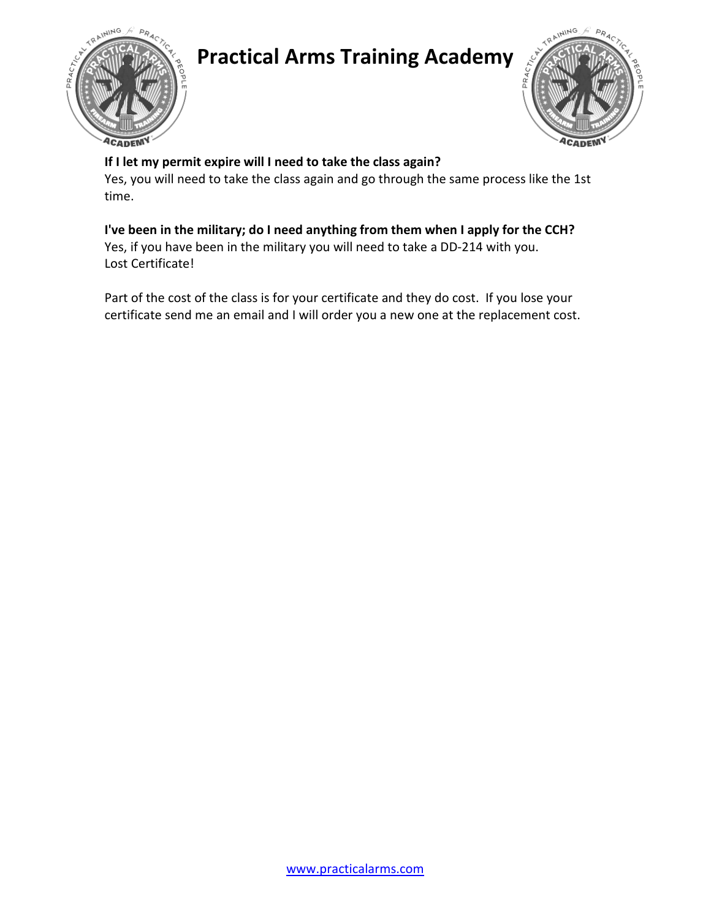**If I let my permit expire will I need to take the class again?**
Yes, you will need to take the class again and go through the same process like the 1st time.

**I've been in the military; do I need anything from them when I apply for the CCH?**
Yes, if you have been in the military you will need to take a DD-214 with you.
Lost Certificate!

Part of the cost of the class is for your certificate and they do cost. If you lose your certificate send me an email and I will order you a new one at the replacement cost.